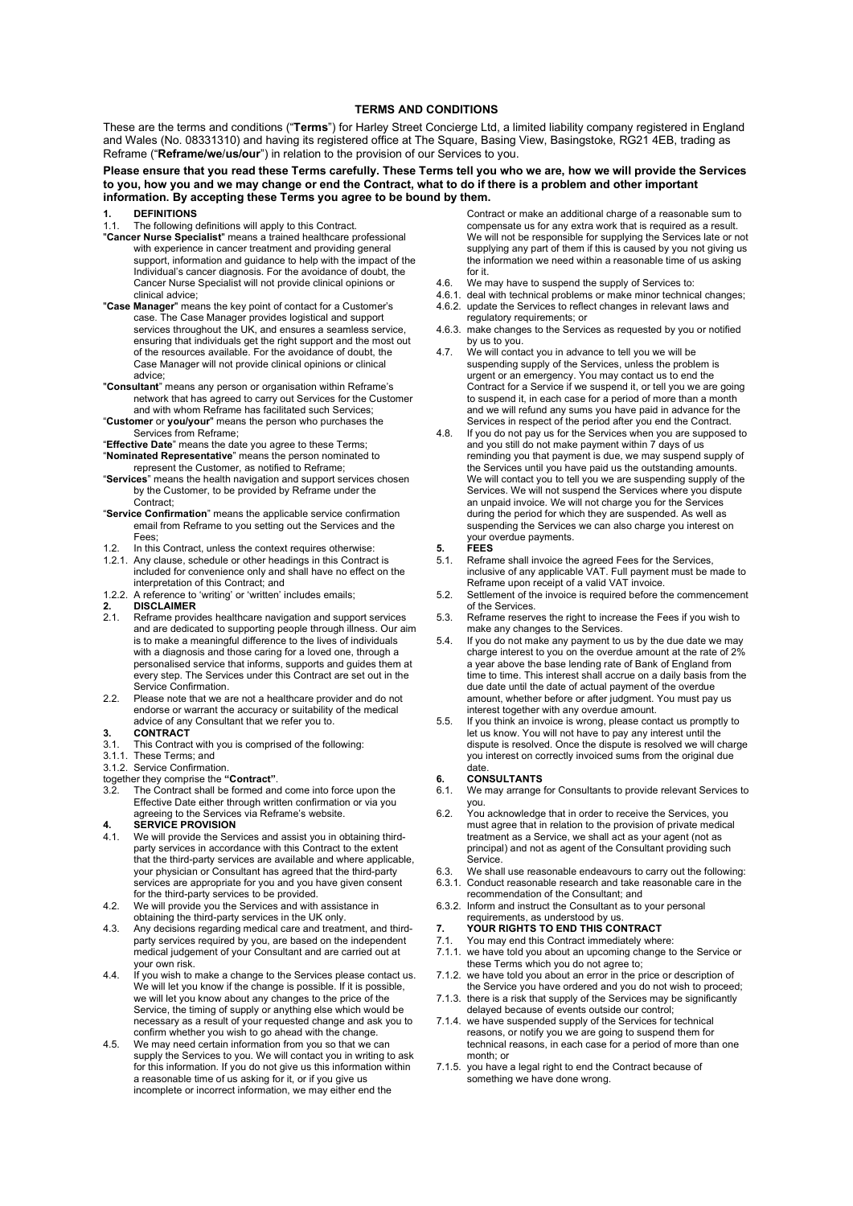# TERMS AND CONDITIONS

These are the terms and conditions ("**Terms**") for Harley Street Concierge Ltd, a limited liability company registered in England and Wales (No. 08331310) and having its registered office at The Square, Basing View, Basingstoke, RG21 4EB, trading as Reframe ("**Reframe/we/us/our**") in relation to the provision of our Services to you.

**Please ensure that you read these Terms carefully. These Terms tell you who we are, how we will provide the Services to you, how you and we may change or end the Contract, what to do if there is a problem and other important information. By accepting these Terms you agree to be bound by them.**

## 1. DEFINITIONS

1.1. The following definitions will apply to this Contract.

"**Cancer Nurse Specialist**" means a trained healthcare professional with experience in cancer treatment and providing general support, information and guidance to help with the impact of the Individual's cancer diagnosis. For the avoidance of doubt, the Cancer Nurse Specialist will not provide clinical opinions or clinical advice;

"**Case Manager**" means the key point of contact for a Customer's case. The Case Manager provides logistical and support services throughout the UK, and ensures a seamless service, ensuring that individuals get the right support and the most out of the resources available. For the avoidance of doubt, the Case Manager will not provide clinical opinions or clinical advice;

"**Consultant**" means any person or organisation within Reframe's network that has agreed to carry out Services for the Customer and with whom Reframe has facilitated such Services;

"**Customer** or **you/your**" means the person who purchases the Services from Reframe;

"**Effective Date**" means the date you agree to these Terms;

"**Nominated Representative**" means the person nominated to represent the Customer, as notified to Reframe;

"**Services**" means the health navigation and support services chosen by the Customer, to be provided by Reframe under the Contract;

"**Service Confirmation**" means the applicable service confirmation email from Reframe to you setting out the Services and the Fees;

1.2. In this Contract, unless the context requires otherwise:

1.2.1. Any clause, schedule or other headings in this Contract is included for convenience only and shall have no effect on the interpretation of this Contract; and

1.2.2. A reference to 'writing' or 'written' includes emails;

## 2. DISCLAIMER

2.1. Reframe provides healthcare navigation and support services and are dedicated to supporting people through illness. Our aim is to make a meaningful difference to the lives of individuals with a diagnosis and those caring for a loved one, through a personalised service that informs, supports and guides them at every step. The Services under this Contract are set out in the Service Confirmation.

2.2. Please note that we are not a healthcare provider and do not endorse or warrant the accuracy or suitability of the medical advice of any Consultant that we refer you to.

## 3. CONTRACT

3.1. This Contract with you is comprised of the following:

3.1.1. These Terms; and

3.1.2. Service Confirmation.

together they comprise the **"Contract"**.

3.2. The Contract shall be formed and come into force upon the Effective Date either through written confirmation or via you agreeing to the Services via Reframe's website.

## 4. SERVICE PROVISION

4.1. We will provide the Services and assist you in obtaining third-party services in accordance with this Contract to the extent that the third-party services are available and where applicable, your physician or Consultant has agreed that the third-party services are appropriate for you and you have given consent for the third-party services to be provided.

4.2. We will provide you the Services and with assistance in obtaining the third-party services in the UK only.

4.3. Any decisions regarding medical care and treatment, and third-party services required by you, are based on the independent medical judgement of your Consultant and are carried out at your own risk.

4.4. If you wish to make a change to the Services please contact us. We will let you know if the change is possible. If it is possible, we will let you know about any changes to the price of the Service, the timing of supply or anything else which would be necessary as a result of your requested change and ask you to confirm whether you wish to go ahead with the change.

4.5. We may need certain information from you so that we can supply the Services to you. We will contact you in writing to ask for this information. If you do not give us this information within a reasonable time of us asking for it, or if you give us incomplete or incorrect information, we may either end the Contract or make an additional charge of a reasonable sum to compensate us for any extra work that is required as a result. We will not be responsible for supplying the Services late or not supplying any part of them if this is caused by you not giving us the information we need within a reasonable time of us asking for it.

4.6. We may have to suspend the supply of Services to:

4.6.1. deal with technical problems or make minor technical changes;

4.6.2. update the Services to reflect changes in relevant laws and regulatory requirements; or

4.6.3. make changes to the Services as requested by you or notified by us to you.

4.7. We will contact you in advance to tell you we will be suspending supply of the Services, unless the problem is urgent or an emergency. You may contact us to end the Contract for a Service if we suspend it, or tell you we are going to suspend it, in each case for a period of more than a month and we will refund any sums you have paid in advance for the Services in respect of the period after you end the Contract.

4.8. If you do not pay us for the Services when you are supposed to and you still do not make payment within 7 days of us reminding you that payment is due, we may suspend supply of the Services until you have paid us the outstanding amounts. We will contact you to tell you we are suspending supply of the Services. We will not suspend the Services where you dispute an unpaid invoice. We will not charge you for the Services during the period for which they are suspended. As well as suspending the Services we can also charge you interest on your overdue payments.

## 5. FEES

5.1. Reframe shall invoice the agreed Fees for the Services, inclusive of any applicable VAT. Full payment must be made to Reframe upon receipt of a valid VAT invoice.

5.2. Settlement of the invoice is required before the commencement of the Services.

5.3. Reframe reserves the right to increase the Fees if you wish to make any changes to the Services.

5.4. If you do not make any payment to us by the due date we may charge interest to you on the overdue amount at the rate of 2% a year above the base lending rate of Bank of England from time to time. This interest shall accrue on a daily basis from the due date until the date of actual payment of the overdue amount, whether before or after judgment. You must pay us interest together with any overdue amount.

5.5. If you think an invoice is wrong, please contact us promptly to let us know. You will not have to pay any interest until the dispute is resolved. Once the dispute is resolved we will charge you interest on correctly invoiced sums from the original due date.

## 6. CONSULTANTS

6.1. We may arrange for Consultants to provide relevant Services to you.

6.2. You acknowledge that in order to receive the Services, you must agree that in relation to the provision of private medical treatment as a Service, we shall act as your agent (not as principal) and not as agent of the Consultant providing such Service.

6.3. We shall use reasonable endeavours to carry out the following:

6.3.1. Conduct reasonable research and take reasonable care in the recommendation of the Consultant; and

6.3.2. Inform and instruct the Consultant as to your personal requirements, as understood by us.

## 7. YOUR RIGHTS TO END THIS CONTRACT

7.1. You may end this Contract immediately where:

7.1.1. we have told you about an upcoming change to the Service or these Terms which you do not agree to;

7.1.2. we have told you about an error in the price or description of the Service you have ordered and you do not wish to proceed;

7.1.3. there is a risk that supply of the Services may be significantly delayed because of events outside our control;

7.1.4. we have suspended supply of the Services for technical reasons, or notify you we are going to suspend them for technical reasons, in each case for a period of more than one month; or

7.1.5. you have a legal right to end the Contract because of something we have done wrong.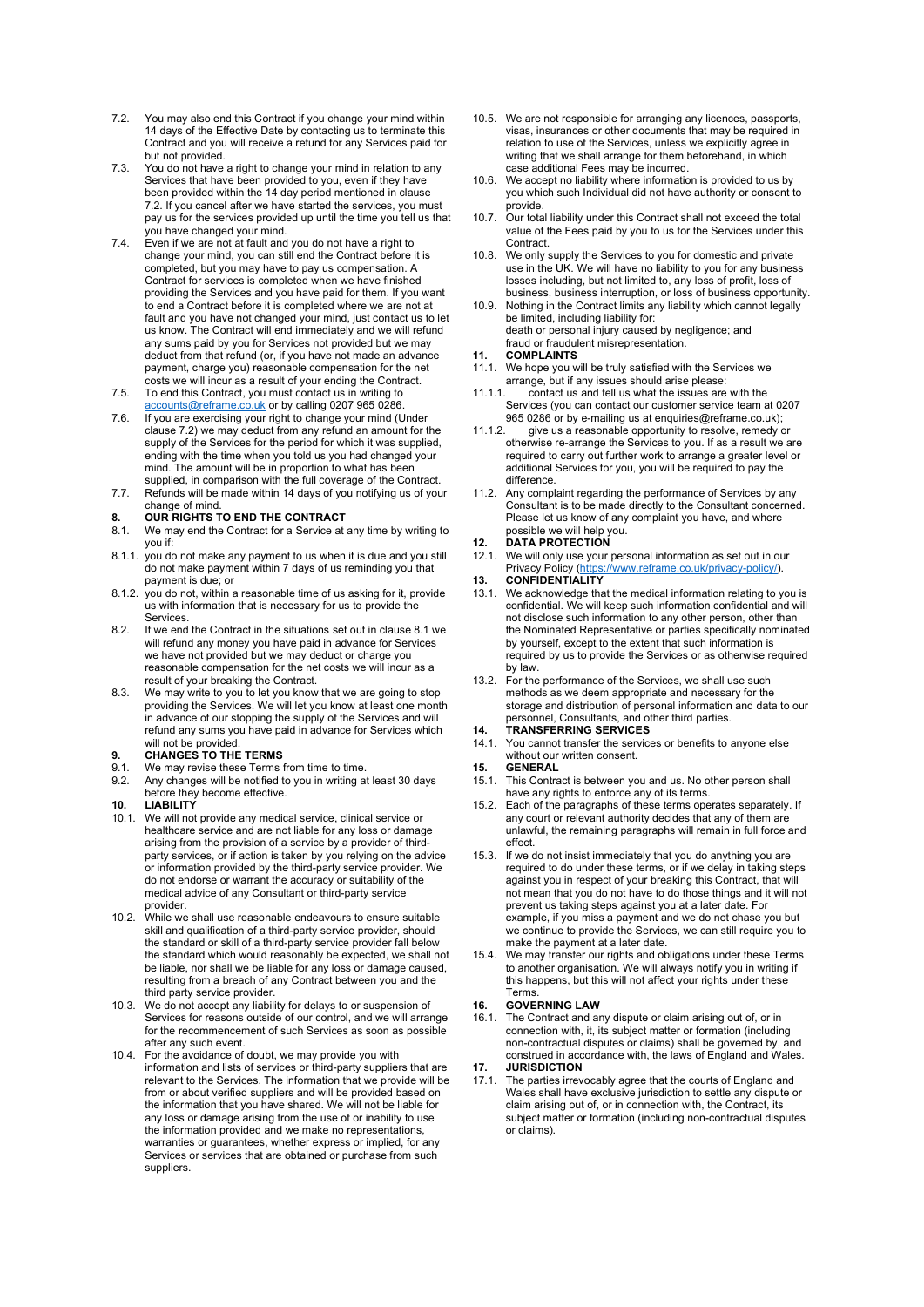7.2. You may also end this Contract if you change your mind within 14 days of the Effective Date by contacting us to terminate this Contract and you will receive a refund for any Services paid for but not provided.

7.3. You do not have a right to change your mind in relation to any Services that have been provided to you, even if they have been provided within the 14 day period mentioned in clause 7.2. If you cancel after we have started the services, you must pay us for the services provided up until the time you tell us that you have changed your mind.

7.4. Even if we are not at fault and you do not have a right to change your mind, you can still end the Contract before it is completed, but you may have to pay us compensation. A Contract for services is completed when we have finished providing the Services and you have paid for them. If you want to end a Contract before it is completed where we are not at fault and you have not changed your mind, just contact us to let us know. The Contract will end immediately and we will refund any sums paid by you for Services not provided but we may deduct from that refund (or, if you have not made an advance payment, charge you) reasonable compensation for the net costs we will incur as a result of your ending the Contract.

7.5. To end this Contract, you must contact us in writing to accounts@reframe.co.uk or by calling 0207 965 0286.

7.6. If you are exercising your right to change your mind (Under clause 7.2) we may deduct from any refund an amount for the supply of the Services for the period for which it was supplied, ending with the time when you told us you had changed your mind. The amount will be in proportion to what has been supplied, in comparison with the full coverage of the Contract.

7.7. Refunds will be made within 14 days of you notifying us of your change of mind.

## 8. OUR RIGHTS TO END THE CONTRACT

8.1. We may end the Contract for a Service at any time by writing to you if:

8.1.1. you do not make any payment to us when it is due and you still do not make payment within 7 days of us reminding you that payment is due; or

8.1.2. you do not, within a reasonable time of us asking for it, provide us with information that is necessary for us to provide the Services.

8.2. If we end the Contract in the situations set out in clause 8.1 we will refund any money you have paid in advance for Services we have not provided but we may deduct or charge you reasonable compensation for the net costs we will incur as a result of your breaking the Contract.

8.3. We may write to you to let you know that we are going to stop providing the Services. We will let you know at least one month in advance of our stopping the supply of the Services and will refund any sums you have paid in advance for Services which will not be provided.

## 9. CHANGES TO THE TERMS

9.1. We may revise these Terms from time to time.

9.2. Any changes will be notified to you in writing at least 30 days before they become effective.

## 10. LIABILITY

10.1. We will not provide any medical service, clinical service or healthcare service and are not liable for any loss or damage arising from the provision of a service by a provider of third-party services, or if action is taken by you relying on the advice or information provided by the third-party service provider. We do not endorse or warrant the accuracy or suitability of the medical advice of any Consultant or third-party service provider.

10.2. While we shall use reasonable endeavours to ensure suitable skill and qualification of a third-party service provider, should the standard or skill of a third-party service provider fall below the standard which would reasonably be expected, we shall not be liable, nor shall we be liable for any loss or damage caused, resulting from a breach of any Contract between you and the third party service provider.

10.3. We do not accept any liability for delays to or suspension of Services for reasons outside of our control, and we will arrange for the recommencement of such Services as soon as possible after any such event.

10.4. For the avoidance of doubt, we may provide you with information and lists of services or third-party suppliers that are relevant to the Services. The information that we provide will be from or about verified suppliers and will be provided based on the information that you have shared. We will not be liable for any loss or damage arising from the use of or inability to use the information provided and we make no representations, warranties or guarantees, whether express or implied, for any Services or services that are obtained or purchase from such suppliers.

10.5. We are not responsible for arranging any licences, passports, visas, insurances or other documents that may be required in relation to use of the Services, unless we explicitly agree in writing that we shall arrange for them beforehand, in which case additional Fees may be incurred.

10.6. We accept no liability where information is provided to us by you which such Individual did not have authority or consent to provide.

10.7. Our total liability under this Contract shall not exceed the total value of the Fees paid by you to us for the Services under this Contract.

10.8. We only supply the Services to you for domestic and private use in the UK. We will have no liability to you for any business losses including, but not limited to, any loss of profit, loss of business, business interruption, or loss of business opportunity.

10.9. Nothing in the Contract limits any liability which cannot legally be limited, including liability for:
death or personal injury caused by negligence; and
fraud or fraudulent misrepresentation.

## 11. COMPLAINTS

11.1. We hope you will be truly satisfied with the Services we arrange, but if any issues should arise please:

11.1.1. contact us and tell us what the issues are with the Services (you can contact our customer service team at 0207 965 0286 or by e-mailing us at enquiries@reframe.co.uk);

11.1.2. give us a reasonable opportunity to resolve, remedy or otherwise re-arrange the Services to you. If as a result we are required to carry out further work to arrange a greater level or additional Services for you, you will be required to pay the difference.

11.2. Any complaint regarding the performance of Services by any Consultant is to be made directly to the Consultant concerned. Please let us know of any complaint you have, and where possible we will help you.

## 12. DATA PROTECTION

12.1. We will only use your personal information as set out in our Privacy Policy (https://www.reframe.co.uk/privacy-policy/).

## 13. CONFIDENTIALITY

13.1. We acknowledge that the medical information relating to you is confidential. We will keep such information confidential and will not disclose such information to any other person, other than the Nominated Representative or parties specifically nominated by yourself, except to the extent that such information is required by us to provide the Services or as otherwise required by law.

13.2. For the performance of the Services, we shall use such methods as we deem appropriate and necessary for the storage and distribution of personal information and data to our personnel, Consultants, and other third parties.

## 14. TRANSFERRING SERVICES

14.1. You cannot transfer the services or benefits to anyone else without our written consent.

## 15. GENERAL

15.1. This Contract is between you and us. No other person shall have any rights to enforce any of its terms.

15.2. Each of the paragraphs of these terms operates separately. If any court or relevant authority decides that any of them are unlawful, the remaining paragraphs will remain in full force and effect.

15.3. If we do not insist immediately that you do anything you are required to do under these terms, or if we delay in taking steps against you in respect of your breaking this Contract, that will not mean that you do not have to do those things and it will not prevent us taking steps against you at a later date. For example, if you miss a payment and we do not chase you but we continue to provide the Services, we can still require you to make the payment at a later date.

15.4. We may transfer our rights and obligations under these Terms to another organisation. We will always notify you in writing if this happens, but this will not affect your rights under these Terms.

## 16. GOVERNING LAW

16.1. The Contract and any dispute or claim arising out of, or in connection with, it, its subject matter or formation (including non-contractual disputes or claims) shall be governed by, and construed in accordance with, the laws of England and Wales.

## 17. JURISDICTION

17.1. The parties irrevocably agree that the courts of England and Wales shall have exclusive jurisdiction to settle any dispute or claim arising out of, or in connection with, the Contract, its subject matter or formation (including non-contractual disputes or claims).